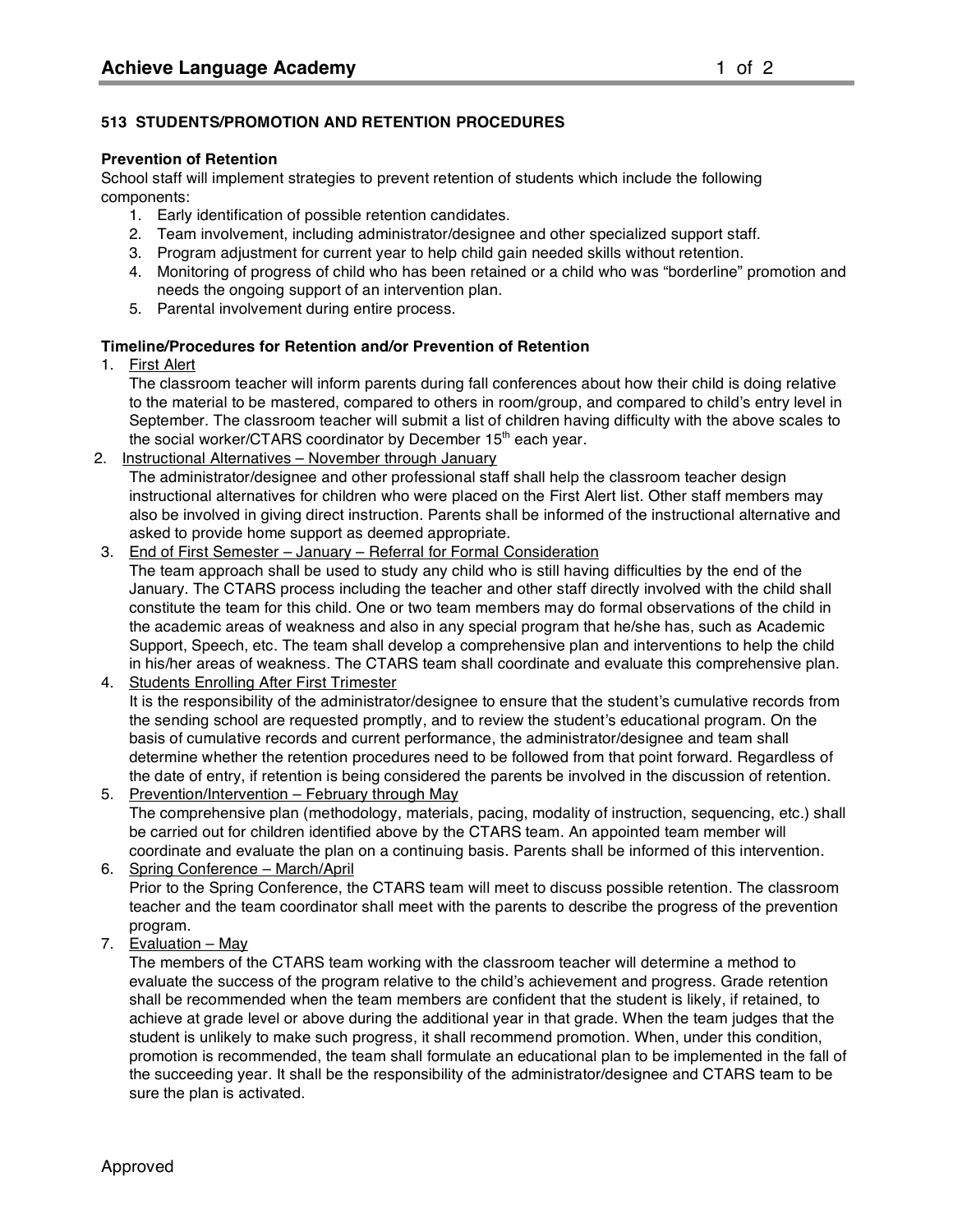### 513 STUDENTS/PROMOTION AND RETENTION PROCEDURES

**Prevention of Retention**

School staff will implement strategies to prevent retention of students which include the following components:

1. Early identification of possible retention candidates.
2. Team involvement, including administrator/designee and other specialized support staff.
3. Program adjustment for current year to help child gain needed skills without retention.
4. Monitoring of progress of child who has been retained or a child who was "borderline" promotion and needs the ongoing support of an intervention plan.
5. Parental involvement during entire process.

**Timeline/Procedures for Retention and/or Prevention of Retention**

1. First Alert
   The classroom teacher will inform parents during fall conferences about how their child is doing relative to the material to be mastered, compared to others in room/group, and compared to child's entry level in September. The classroom teacher will submit a list of children having difficulty with the above scales to the social worker/CTARS coordinator by December 15th each year.
2. Instructional Alternatives – November through January
   The administrator/designee and other professional staff shall help the classroom teacher design instructional alternatives for children who were placed on the First Alert list. Other staff members may also be involved in giving direct instruction. Parents shall be informed of the instructional alternative and asked to provide home support as deemed appropriate.
3. End of First Semester – January – Referral for Formal Consideration
   The team approach shall be used to study any child who is still having difficulties by the end of the January. The CTARS process including the teacher and other staff directly involved with the child shall constitute the team for this child. One or two team members may do formal observations of the child in the academic areas of weakness and also in any special program that he/she has, such as Academic Support, Speech, etc. The team shall develop a comprehensive plan and interventions to help the child in his/her areas of weakness. The CTARS team shall coordinate and evaluate this comprehensive plan.
4. Students Enrolling After First Trimester
   It is the responsibility of the administrator/designee to ensure that the student's cumulative records from the sending school are requested promptly, and to review the student's educational program. On the basis of cumulative records and current performance, the administrator/designee and team shall determine whether the retention procedures need to be followed from that point forward. Regardless of the date of entry, if retention is being considered the parents be involved in the discussion of retention.
5. Prevention/Intervention – February through May
   The comprehensive plan (methodology, materials, pacing, modality of instruction, sequencing, etc.) shall be carried out for children identified above by the CTARS team. An appointed team member will coordinate and evaluate the plan on a continuing basis. Parents shall be informed of this intervention.
6. Spring Conference – March/April
   Prior to the Spring Conference, the CTARS team will meet to discuss possible retention. The classroom teacher and the team coordinator shall meet with the parents to describe the progress of the prevention program.
7. Evaluation – May
   The members of the CTARS team working with the classroom teacher will determine a method to evaluate the success of the program relative to the child's achievement and progress. Grade retention shall be recommended when the team members are confident that the student is likely, if retained, to achieve at grade level or above during the additional year in that grade. When the team judges that the student is unlikely to make such progress, it shall recommend promotion. When, under this condition, promotion is recommended, the team shall formulate an educational plan to be implemented in the fall of the succeeding year. It shall be the responsibility of the administrator/designee and CTARS team to be sure the plan is activated.

Approved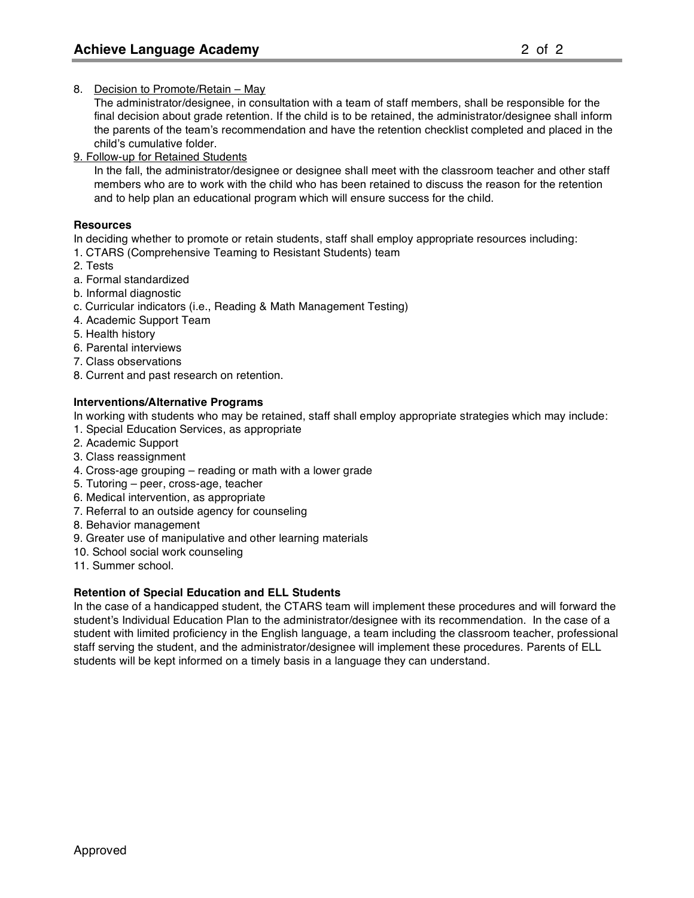8. <u>Decision to Promote/Retain – May</u>
   The administrator/designee, in consultation with a team of staff members, shall be responsible for the final decision about grade retention. If the child is to be retained, the administrator/designee shall inform the parents of the team's recommendation and have the retention checklist completed and placed in the child's cumulative folder.

9. <u>Follow-up for Retained Students</u>
   In the fall, the administrator/designee or designee shall meet with the classroom teacher and other staff members who are to work with the child who has been retained to discuss the reason for the retention and to help plan an educational program which will ensure success for the child.

**Resources**

In deciding whether to promote or retain students, staff shall employ appropriate resources including:

1. CTARS (Comprehensive Teaming to Resistant Students) team
2. Tests
a. Formal standardized
b. Informal diagnostic
c. Curricular indicators (i.e., Reading & Math Management Testing)
4. Academic Support Team
5. Health history
6. Parental interviews
7. Class observations
8. Current and past research on retention.

**Interventions/Alternative Programs**

In working with students who may be retained, staff shall employ appropriate strategies which may include:

1. Special Education Services, as appropriate
2. Academic Support
3. Class reassignment
4. Cross-age grouping – reading or math with a lower grade
5. Tutoring – peer, cross-age, teacher
6. Medical intervention, as appropriate
7. Referral to an outside agency for counseling
8. Behavior management
9. Greater use of manipulative and other learning materials
10. School social work counseling
11. Summer school.

**Retention of Special Education and ELL Students**

In the case of a handicapped student, the CTARS team will implement these procedures and will forward the student's Individual Education Plan to the administrator/designee with its recommendation. In the case of a student with limited proficiency in the English language, a team including the classroom teacher, professional staff serving the student, and the administrator/designee will implement these procedures. Parents of ELL students will be kept informed on a timely basis in a language they can understand.

Approved